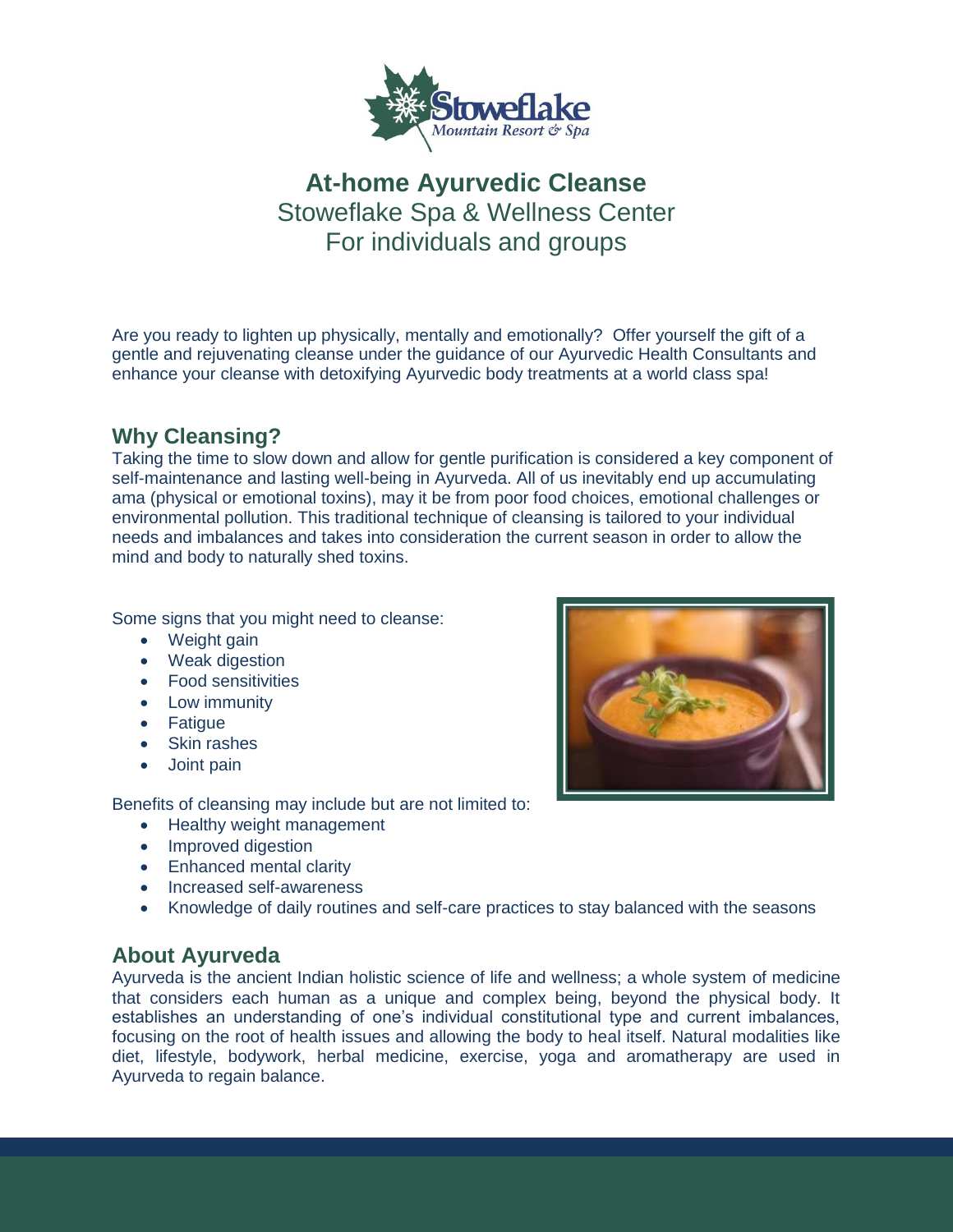# At-home Ayurvedic Cleanse

Stoweflake Spa & Wellness Center
For individuals and groups

Are you ready to lighten up physically, mentally and emotionally? Offer yourself the gift of a gentle and rejuvenating cleanse under the guidance of our Ayurvedic Health Consultants and enhance your cleanse with detoxifying Ayurvedic body treatments at a world class spa!

## Why Cleansing?

Taking the time to slow down and allow for gentle purification is considered a key component of self-maintenance and lasting well-being in Ayurveda. All of us inevitably end up accumulating ama (physical or emotional toxins), may it be from poor food choices, emotional challenges or environmental pollution. This traditional technique of cleansing is tailored to your individual needs and imbalances and takes into consideration the current season in order to allow the mind and body to naturally shed toxins.

Some signs that you might need to cleanse:

- Weight gain
- Weak digestion
- Food sensitivities
- Low immunity
- Fatigue
- Skin rashes
- Joint pain

Benefits of cleansing may include but are not limited to:

- Healthy weight management
- Improved digestion
- Enhanced mental clarity
- Increased self-awareness
- Knowledge of daily routines and self-care practices to stay balanced with the seasons

## About Ayurveda

Ayurveda is the ancient Indian holistic science of life and wellness; a whole system of medicine that considers each human as a unique and complex being, beyond the physical body. It establishes an understanding of one's individual constitutional type and current imbalances, focusing on the root of health issues and allowing the body to heal itself. Natural modalities like diet, lifestyle, bodywork, herbal medicine, exercise, yoga and aromatherapy are used in Ayurveda to regain balance.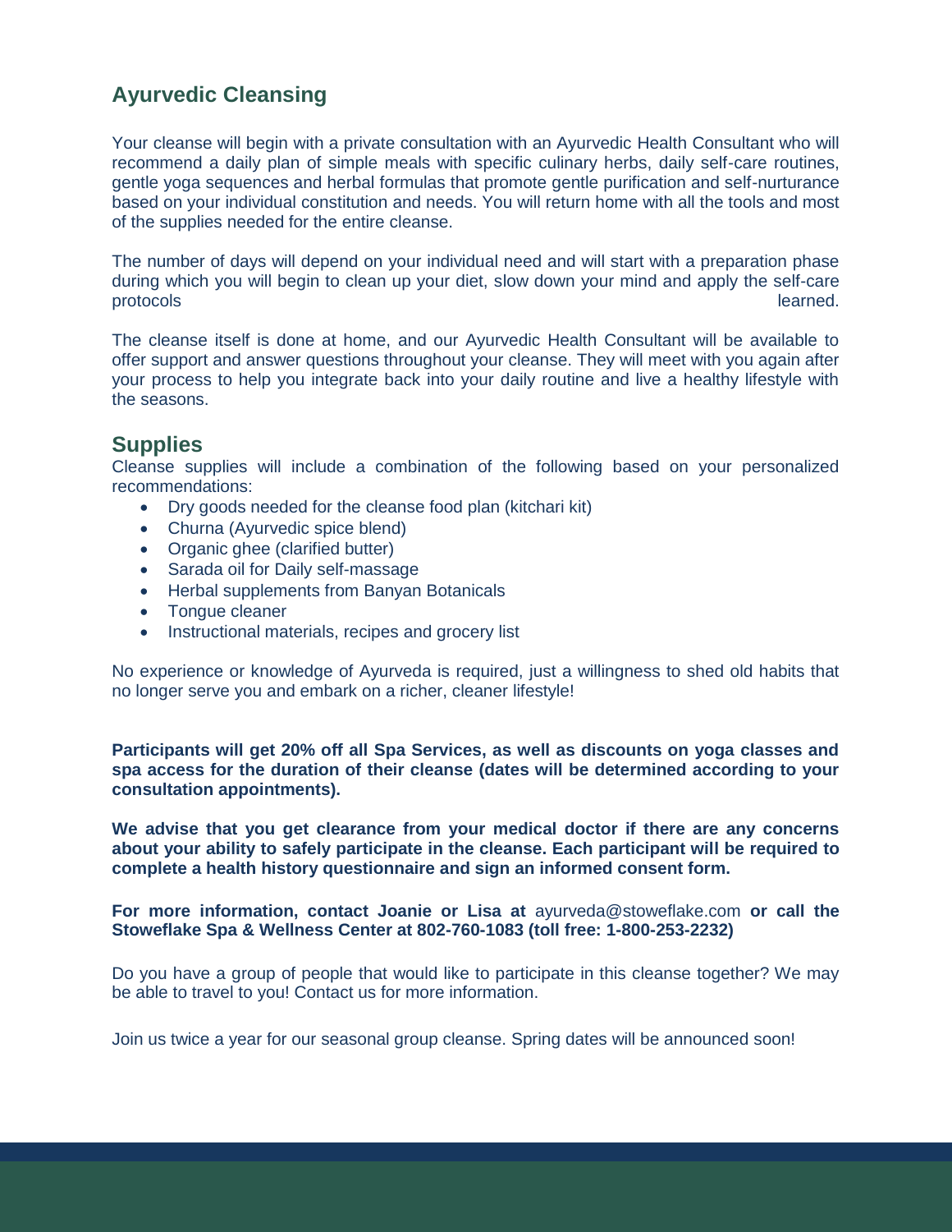## Ayurvedic Cleansing

Your cleanse will begin with a private consultation with an Ayurvedic Health Consultant who will recommend a daily plan of simple meals with specific culinary herbs, daily self-care routines, gentle yoga sequences and herbal formulas that promote gentle purification and self-nurturance based on your individual constitution and needs. You will return home with all the tools and most of the supplies needed for the entire cleanse.

The number of days will depend on your individual need and will start with a preparation phase during which you will begin to clean up your diet, slow down your mind and apply the self-care protocols learned.

The cleanse itself is done at home, and our Ayurvedic Health Consultant will be available to offer support and answer questions throughout your cleanse. They will meet with you again after your process to help you integrate back into your daily routine and live a healthy lifestyle with the seasons.

## Supplies

Cleanse supplies will include a combination of the following based on your personalized recommendations:

- Dry goods needed for the cleanse food plan (kitchari kit)
- Churna (Ayurvedic spice blend)
- Organic ghee (clarified butter)
- Sarada oil for Daily self-massage
- Herbal supplements from Banyan Botanicals
- Tongue cleaner
- Instructional materials, recipes and grocery list

No experience or knowledge of Ayurveda is required, just a willingness to shed old habits that no longer serve you and embark on a richer, cleaner lifestyle!

**Participants will get 20% off all Spa Services, as well as discounts on yoga classes and spa access for the duration of their cleanse (dates will be determined according to your consultation appointments).**

**We advise that you get clearance from your medical doctor if there are any concerns about your ability to safely participate in the cleanse. Each participant will be required to complete a health history questionnaire and sign an informed consent form.**

**For more information, contact Joanie or Lisa at** ayurveda@stoweflake.com **or call the Stoweflake Spa & Wellness Center at 802-760-1083 (toll free: 1-800-253-2232)**

Do you have a group of people that would like to participate in this cleanse together? We may be able to travel to you! Contact us for more information.

Join us twice a year for our seasonal group cleanse. Spring dates will be announced soon!